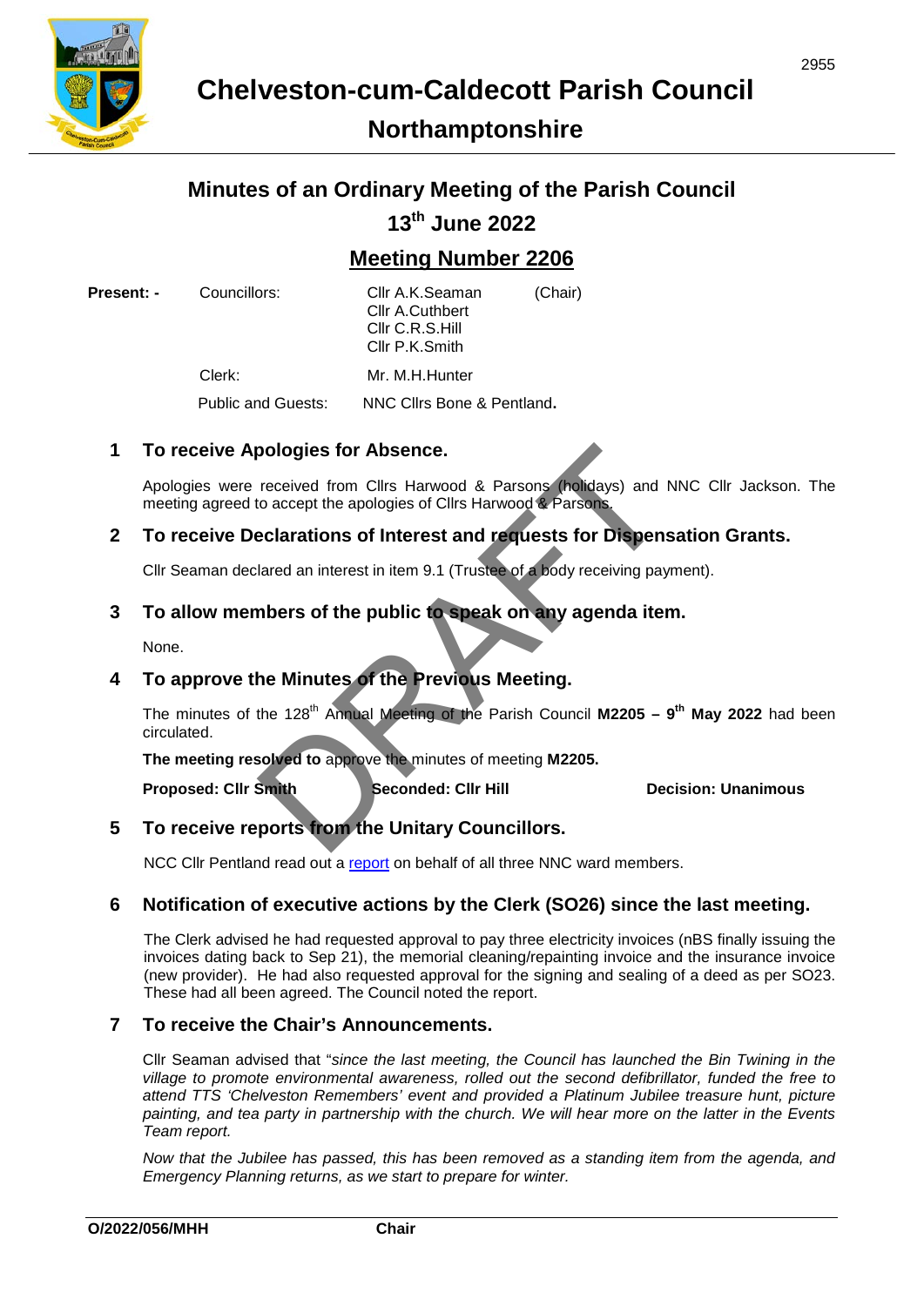# Chelveston-cum-Caldecott Parish Council

## Northamptonshire

## Minutes of an Ordinary Meeting of the Parish Council

## 13th June 2022

## Meeting Number 2206

| | | | |
|---|---|---|---|
| **Present: -** | Councillors: | Cllr A.K.Seaman<br>Cllr A.Cuthbert<br>Cllr C.R.S.Hill<br>Cllr P.K.Smith | (Chair) |
| | Clerk: | Mr. M.H.Hunter | |
| | Public and Guests: | NNC Cllrs Bone & Pentland**.** | |

### 1 To receive Apologies for Absence.

Apologies were received from Cllrs Harwood & Parsons (holidays) and NNC Cllr Jackson. The meeting agreed to accept the apologies of Cllrs Harwood & Parsons.

### 2 To receive Declarations of Interest and requests for Dispensation Grants.

Cllr Seaman declared an interest in item 9.1 (Trustee of a body receiving payment).

### 3 To allow members of the public to speak on any agenda item.

None.

### 4 To approve the Minutes of the Previous Meeting.

The minutes of the 128th Annual Meeting of the Parish Council **M2205 – 9th May 2022** had been circulated.

**The meeting resolved to** approve the minutes of meeting **M2205.**

**Proposed: Cllr Smith** **Seconded: Cllr Hill** **Decision: Unanimous**

### 5 To receive reports from the Unitary Councillors.

NCC Cllr Pentland read out a report on behalf of all three NNC ward members.

### 6 Notification of executive actions by the Clerk (SO26) since the last meeting.

The Clerk advised he had requested approval to pay three electricity invoices (nBS finally issuing the invoices dating back to Sep 21), the memorial cleaning/repainting invoice and the insurance invoice (new provider). He had also requested approval for the signing and sealing of a deed as per SO23. These had all been agreed. The Council noted the report.

### 7 To receive the Chair's Announcements.

Cllr Seaman advised that "*since the last meeting, the Council has launched the Bin Twining in the village to promote environmental awareness, rolled out the second defibrillator, funded the free to attend TTS 'Chelveston Remembers' event and provided a Platinum Jubilee treasure hunt, picture painting, and tea party in partnership with the church. We will hear more on the latter in the Events Team report.*

*Now that the Jubilee has passed, this has been removed as a standing item from the agenda, and Emergency Planning returns, as we start to prepare for winter.*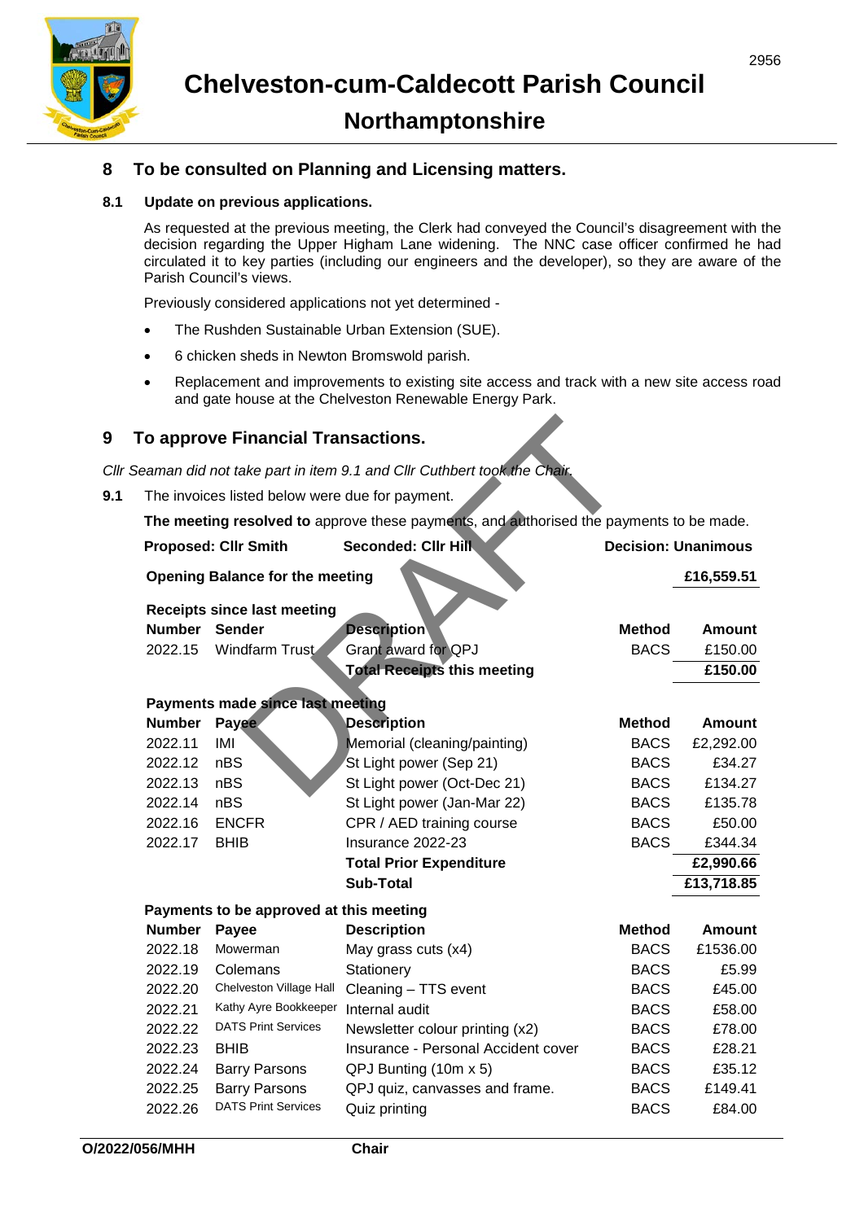## 8 To be consulted on Planning and Licensing matters.

### 8.1 Update on previous applications.

As requested at the previous meeting, the Clerk had conveyed the Council's disagreement with the decision regarding the Upper Higham Lane widening. The NNC case officer confirmed he had circulated it to key parties (including our engineers and the developer), so they are aware of the Parish Council's views.

Previously considered applications not yet determined -

- The Rushden Sustainable Urban Extension (SUE).
- 6 chicken sheds in Newton Bromswold parish.
- Replacement and improvements to existing site access and track with a new site access road and gate house at the Chelveston Renewable Energy Park.

## 9 To approve Financial Transactions.

*Cllr Seaman did not take part in item 9.1 and Cllr Cuthbert took the Chair.*

**9.1** The invoices listed below were due for payment.

**The meeting resolved to** approve these payments, and authorised the payments to be made.

**Proposed: Cllr Smith** **Seconded: Cllr Hill** **Decision: Unanimous**

| | | | | |
|---|---|---|---|---|
| **Opening Balance for the meeting** | | | | **£16,559.51** |
| **Receipts since last meeting** | | | | |
| **Number** | **Sender** | **Description** | **Method** | **Amount** |
| 2022.15 | Windfarm Trust | Grant award for QPJ | BACS | £150.00 |
| | | **Total Receipts this meeting** | | **£150.00** |
| **Payments made since last meeting** | | | | |
| **Number** | **Payee** | **Description** | **Method** | **Amount** |
| 2022.11 | IMI | Memorial (cleaning/painting) | BACS | £2,292.00 |
| 2022.12 | nBS | St Light power (Sep 21) | BACS | £34.27 |
| 2022.13 | nBS | St Light power (Oct-Dec 21) | BACS | £134.27 |
| 2022.14 | nBS | St Light power (Jan-Mar 22) | BACS | £135.78 |
| 2022.16 | ENCFR | CPR / AED training course | BACS | £50.00 |
| 2022.17 | BHIB | Insurance 2022-23 | BACS | £344.34 |
| | | **Total Prior Expenditure** | | **£2,990.66** |
| | | **Sub-Total** | | **£13,718.85** |
| **Payments to be approved at this meeting** | | | | |
| **Number** | **Payee** | **Description** | **Method** | **Amount** |
| 2022.18 | Mowerman | May grass cuts (x4) | BACS | £1536.00 |
| 2022.19 | Colemans | Stationery | BACS | £5.99 |
| 2022.20 | Chelveston Village Hall | Cleaning – TTS event | BACS | £45.00 |
| 2022.21 | Kathy Ayre Bookkeeper | Internal audit | BACS | £58.00 |
| 2022.22 | DATS Print Services | Newsletter colour printing (x2) | BACS | £78.00 |
| 2022.23 | BHIB | Insurance - Personal Accident cover | BACS | £28.21 |
| 2022.24 | Barry Parsons | QPJ Bunting (10m x 5) | BACS | £35.12 |
| 2022.25 | Barry Parsons | QPJ quiz, canvasses and frame. | BACS | £149.41 |
| 2022.26 | DATS Print Services | Quiz printing | BACS | £84.00 |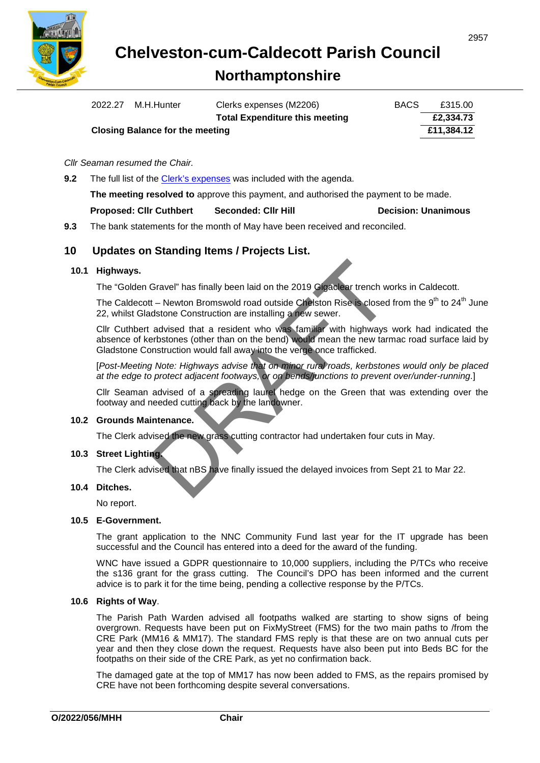| | | | | |
|---|---|---|---|---|
| 2022.27 | M.H.Hunter | Clerks expenses (M2206) | BACS | £315.00 |
| | | **Total Expenditure this meeting** | | **£2,334.73** |
| **Closing Balance for the meeting** | | | | **£11,384.12** |

*Cllr Seaman resumed the Chair.*

**9.2** The full list of the Clerk's expenses was included with the agenda.

**The meeting resolved to** approve this payment, and authorised the payment to be made.

**Proposed: Cllr Cuthbert** **Seconded: Cllr Hill** **Decision: Unanimous**

**9.3** The bank statements for the month of May have been received and reconciled.

## 10 Updates on Standing Items / Projects List.

### 10.1 Highways.

The "Golden Gravel" has finally been laid on the 2019 Gigaclear trench works in Caldecott.

The Caldecott – Newton Bromswold road outside Chelston Rise is closed from the 9th to 24th June 22, whilst Gladstone Construction are installing a new sewer.

Cllr Cuthbert advised that a resident who was familiar with highways work had indicated the absence of kerbstones (other than on the bend) would mean the new tarmac road surface laid by Gladstone Construction would fall away into the verge once trafficked.

[*Post-Meeting Note: Highways advise that on minor rural roads, kerbstones would only be placed at the edge to protect adjacent footways, or on bends/junctions to prevent over/under-running*.]

Cllr Seaman advised of a spreading laurel hedge on the Green that was extending over the footway and needed cutting back by the landowner.

### 10.2 Grounds Maintenance.

The Clerk advised the new grass cutting contractor had undertaken four cuts in May.

### 10.3 Street Lighting.

The Clerk advised that nBS have finally issued the delayed invoices from Sept 21 to Mar 22.

### 10.4 Ditches.

No report.

### 10.5 E-Government.

The grant application to the NNC Community Fund last year for the IT upgrade has been successful and the Council has entered into a deed for the award of the funding.

WNC have issued a GDPR questionnaire to 10,000 suppliers, including the P/TCs who receive the s136 grant for the grass cutting. The Council's DPO has been informed and the current advice is to park it for the time being, pending a collective response by the P/TCs.

### 10.6 Rights of Way.

The Parish Path Warden advised all footpaths walked are starting to show signs of being overgrown. Requests have been put on FixMyStreet (FMS) for the two main paths to /from the CRE Park (MM16 & MM17). The standard FMS reply is that these are on two annual cuts per year and then they close down the request. Requests have also been put into Beds BC for the footpaths on their side of the CRE Park, as yet no confirmation back.

The damaged gate at the top of MM17 has now been added to FMS, as the repairs promised by CRE have not been forthcoming despite several conversations.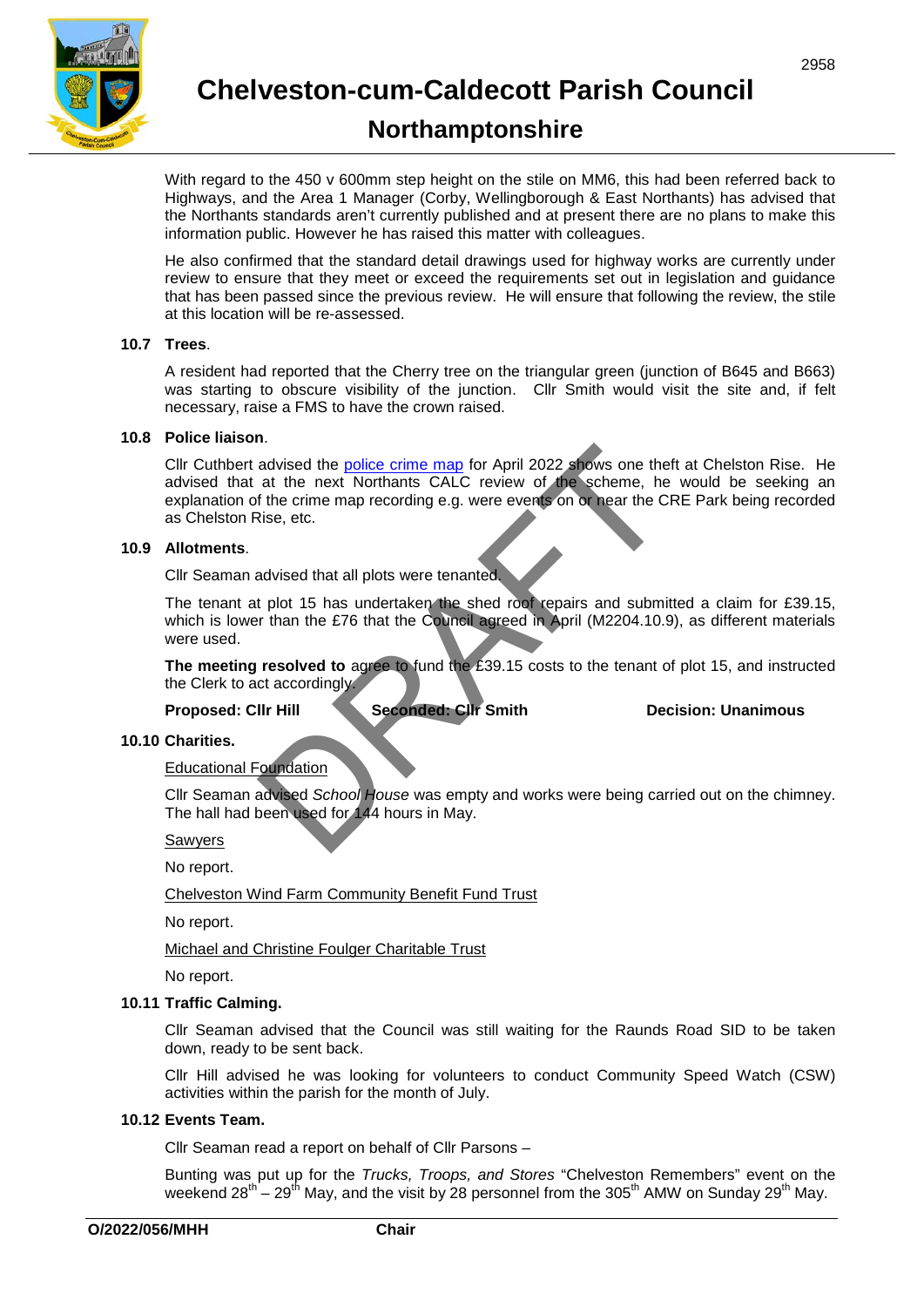With regard to the 450 v 600mm step height on the stile on MM6, this had been referred back to Highways, and the Area 1 Manager (Corby, Wellingborough & East Northants) has advised that the Northants standards aren't currently published and at present there are no plans to make this information public. However he has raised this matter with colleagues.

He also confirmed that the standard detail drawings used for highway works are currently under review to ensure that they meet or exceed the requirements set out in legislation and guidance that has been passed since the previous review. He will ensure that following the review, the stile at this location will be re-assessed.

**10.7 Trees**.

A resident had reported that the Cherry tree on the triangular green (junction of B645 and B663) was starting to obscure visibility of the junction. Cllr Smith would visit the site and, if felt necessary, raise a FMS to have the crown raised.

**10.8 Police liaison**.

Cllr Cuthbert advised the police crime map for April 2022 shows one theft at Chelston Rise. He advised that at the next Northants CALC review of the scheme, he would be seeking an explanation of the crime map recording e.g. were events on or near the CRE Park being recorded as Chelston Rise, etc.

**10.9 Allotments**.

Cllr Seaman advised that all plots were tenanted.

The tenant at plot 15 has undertaken the shed roof repairs and submitted a claim for £39.15, which is lower than the £76 that the Council agreed in April (M2204.10.9), as different materials were used.

**The meeting resolved to** agree to fund the £39.15 costs to the tenant of plot 15, and instructed the Clerk to act accordingly.

**Proposed: Cllr Hill** **Seconded: Cllr Smith** **Decision: Unanimous**

**10.10 Charities.**

Educational Foundation

Cllr Seaman advised *School House* was empty and works were being carried out on the chimney. The hall had been used for 144 hours in May.

Sawyers

No report.

Chelveston Wind Farm Community Benefit Fund Trust

No report.

Michael and Christine Foulger Charitable Trust

No report.

**10.11 Traffic Calming.**

Cllr Seaman advised that the Council was still waiting for the Raunds Road SID to be taken down, ready to be sent back.

Cllr Hill advised he was looking for volunteers to conduct Community Speed Watch (CSW) activities within the parish for the month of July.

**10.12 Events Team.**

Cllr Seaman read a report on behalf of Cllr Parsons –

Bunting was put up for the *Trucks, Troops, and Stores* "Chelveston Remembers" event on the weekend 28th – 29th May, and the visit by 28 personnel from the 305th AMW on Sunday 29th May.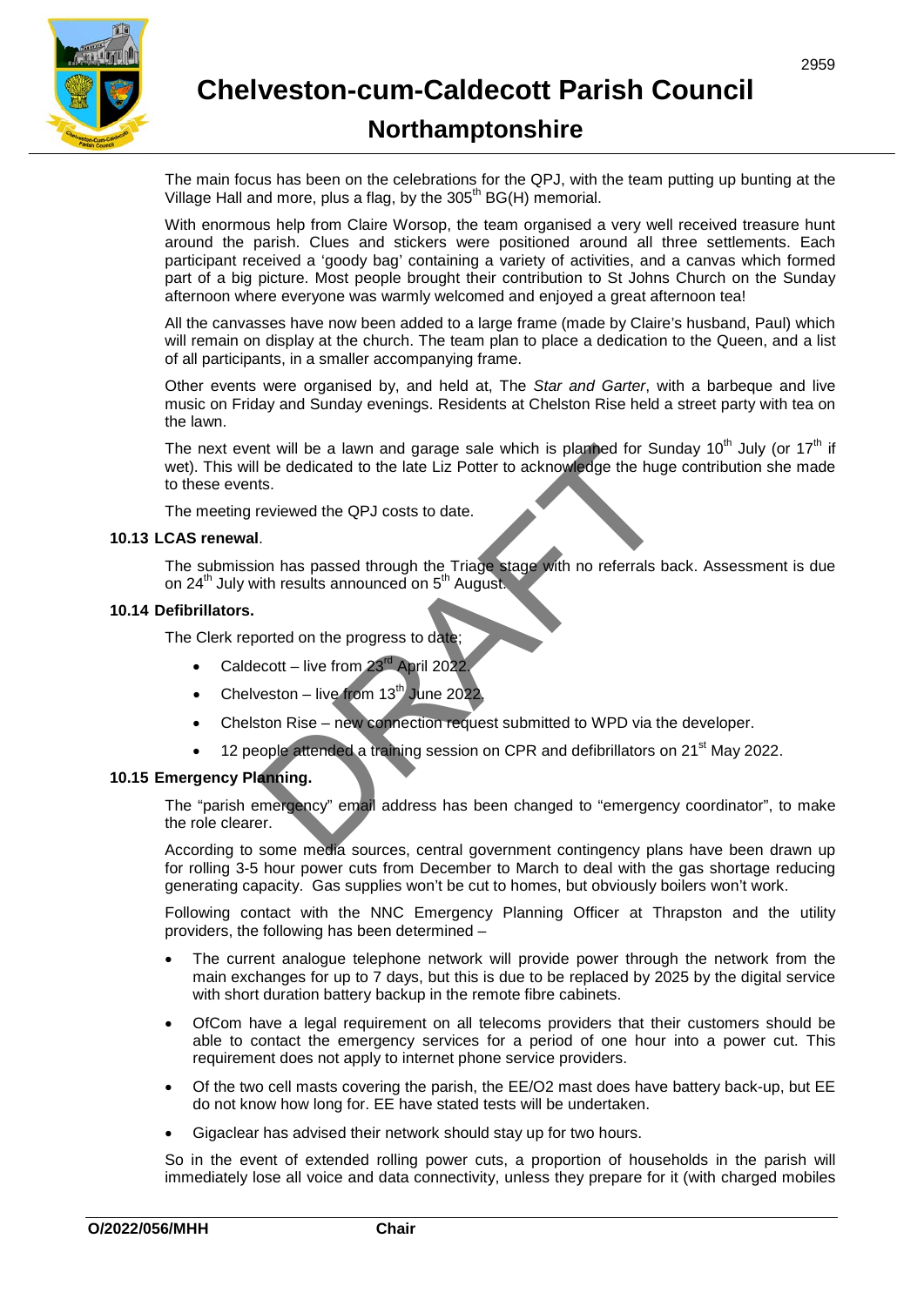The main focus has been on the celebrations for the QPJ, with the team putting up bunting at the Village Hall and more, plus a flag, by the 305th BG(H) memorial.

With enormous help from Claire Worsop, the team organised a very well received treasure hunt around the parish. Clues and stickers were positioned around all three settlements. Each participant received a 'goody bag' containing a variety of activities, and a canvas which formed part of a big picture. Most people brought their contribution to St Johns Church on the Sunday afternoon where everyone was warmly welcomed and enjoyed a great afternoon tea!

All the canvasses have now been added to a large frame (made by Claire's husband, Paul) which will remain on display at the church. The team plan to place a dedication to the Queen, and a list of all participants, in a smaller accompanying frame.

Other events were organised by, and held at, The *Star and Garter*, with a barbeque and live music on Friday and Sunday evenings. Residents at Chelston Rise held a street party with tea on the lawn.

The next event will be a lawn and garage sale which is planned for Sunday 10th July (or 17th if wet). This will be dedicated to the late Liz Potter to acknowledge the huge contribution she made to these events.

The meeting reviewed the QPJ costs to date.

**10.13 LCAS renewal**.

The submission has passed through the Triage stage with no referrals back. Assessment is due on 24th July with results announced on 5th August.

**10.14 Defibrillators.**

The Clerk reported on the progress to date;

- Caldecott – live from 23rd April 2022.
- Chelveston – live from 13th June 2022.
- Chelston Rise – new connection request submitted to WPD via the developer.
- 12 people attended a training session on CPR and defibrillators on 21st May 2022.

**10.15 Emergency Planning.**

The "parish emergency" email address has been changed to "emergency coordinator", to make the role clearer.

According to some media sources, central government contingency plans have been drawn up for rolling 3-5 hour power cuts from December to March to deal with the gas shortage reducing generating capacity. Gas supplies won't be cut to homes, but obviously boilers won't work.

Following contact with the NNC Emergency Planning Officer at Thrapston and the utility providers, the following has been determined –

- The current analogue telephone network will provide power through the network from the main exchanges for up to 7 days, but this is due to be replaced by 2025 by the digital service with short duration battery backup in the remote fibre cabinets.
- OfCom have a legal requirement on all telecoms providers that their customers should be able to contact the emergency services for a period of one hour into a power cut. This requirement does not apply to internet phone service providers.
- Of the two cell masts covering the parish, the EE/O2 mast does have battery back-up, but EE do not know how long for. EE have stated tests will be undertaken.
- Gigaclear has advised their network should stay up for two hours.

So in the event of extended rolling power cuts, a proportion of households in the parish will immediately lose all voice and data connectivity, unless they prepare for it (with charged mobiles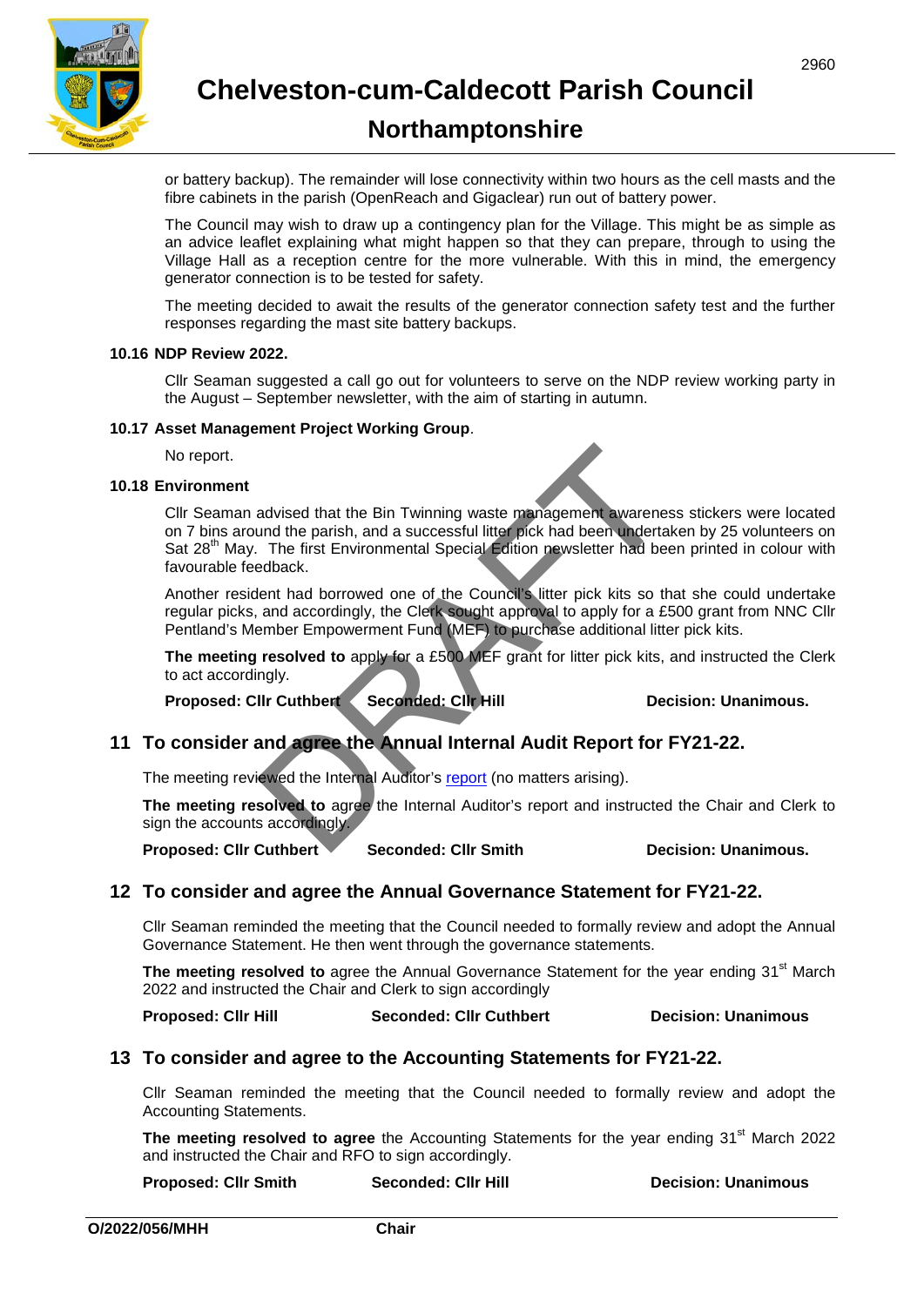or battery backup). The remainder will lose connectivity within two hours as the cell masts and the fibre cabinets in the parish (OpenReach and Gigaclear) run out of battery power.

The Council may wish to draw up a contingency plan for the Village. This might be as simple as an advice leaflet explaining what might happen so that they can prepare, through to using the Village Hall as a reception centre for the more vulnerable. With this in mind, the emergency generator connection is to be tested for safety.

The meeting decided to await the results of the generator connection safety test and the further responses regarding the mast site battery backups.

**10.16 NDP Review 2022.**

Cllr Seaman suggested a call go out for volunteers to serve on the NDP review working party in the August – September newsletter, with the aim of starting in autumn.

**10.17 Asset Management Project Working Group**.

No report.

**10.18 Environment**

Cllr Seaman advised that the Bin Twinning waste management awareness stickers were located on 7 bins around the parish, and a successful litter pick had been undertaken by 25 volunteers on Sat 28th May. The first Environmental Special Edition newsletter had been printed in colour with favourable feedback.

Another resident had borrowed one of the Council's litter pick kits so that she could undertake regular picks, and accordingly, the Clerk sought approval to apply for a £500 grant from NNC Cllr Pentland's Member Empowerment Fund (MEF) to purchase additional litter pick kits.

**The meeting resolved to** apply for a £500 MEF grant for litter pick kits, and instructed the Clerk to act accordingly.

**Proposed: Cllr Cuthbert** **Seconded: Cllr Hill** **Decision: Unanimous.**

## 11 To consider and agree the Annual Internal Audit Report for FY21-22.

The meeting reviewed the Internal Auditor's report (no matters arising).

**The meeting resolved to** agree the Internal Auditor's report and instructed the Chair and Clerk to sign the accounts accordingly.

**Proposed: Cllr Cuthbert** **Seconded: Cllr Smith** **Decision: Unanimous.**

## 12 To consider and agree the Annual Governance Statement for FY21-22.

Cllr Seaman reminded the meeting that the Council needed to formally review and adopt the Annual Governance Statement. He then went through the governance statements.

**The meeting resolved to** agree the Annual Governance Statement for the year ending 31st March 2022 and instructed the Chair and Clerk to sign accordingly

**Proposed: Cllr Hill** **Seconded: Cllr Cuthbert** **Decision: Unanimous**

## 13 To consider and agree to the Accounting Statements for FY21-22.

Cllr Seaman reminded the meeting that the Council needed to formally review and adopt the Accounting Statements.

**The meeting resolved to agree** the Accounting Statements for the year ending 31st March 2022 and instructed the Chair and RFO to sign accordingly.

**Proposed: Cllr Smith** **Seconded: Cllr Hill** **Decision: Unanimous**

**O/2022/056/MHH** **Chair**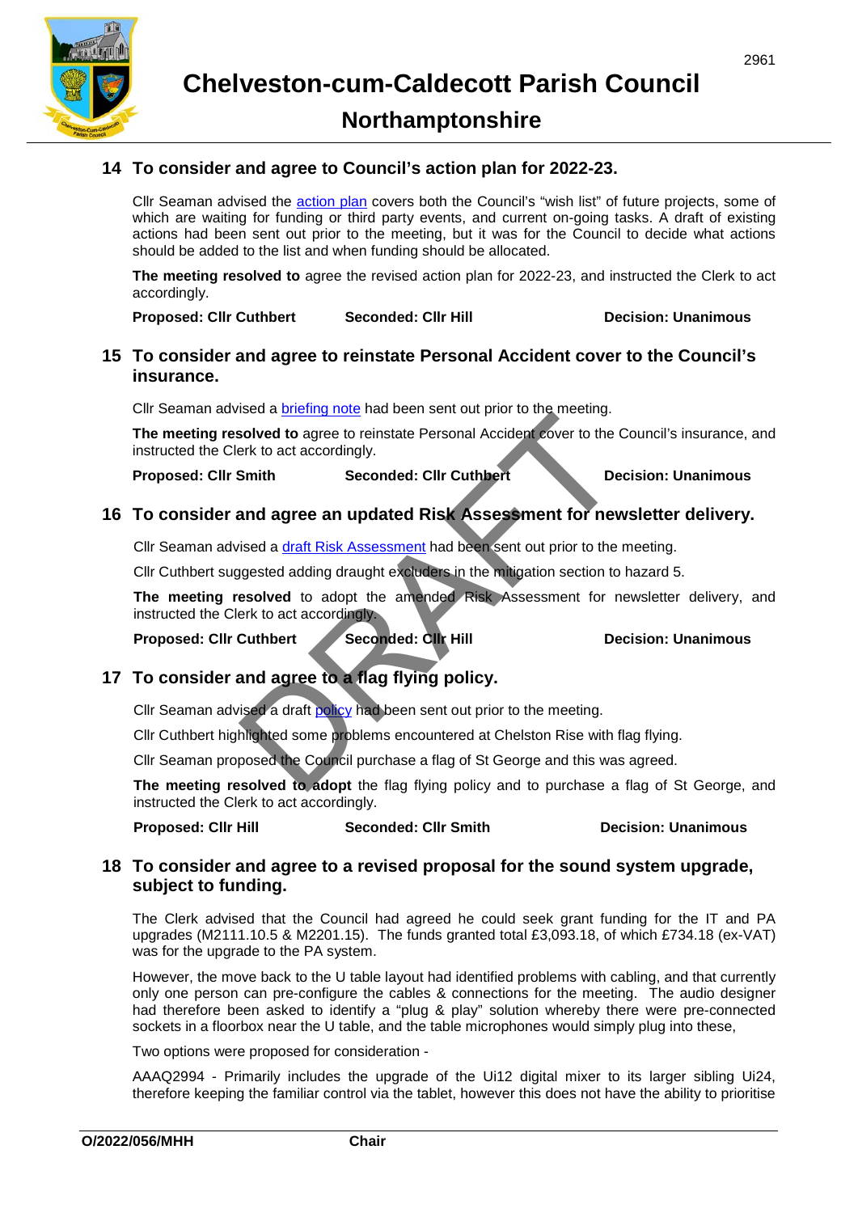## 14 To consider and agree to Council's action plan for 2022-23.

Cllr Seaman advised the action plan covers both the Council's "wish list" of future projects, some of which are waiting for funding or third party events, and current on-going tasks. A draft of existing actions had been sent out prior to the meeting, but it was for the Council to decide what actions should be added to the list and when funding should be allocated.

**The meeting resolved to** agree the revised action plan for 2022-23, and instructed the Clerk to act accordingly.

**Proposed: Cllr Cuthbert** **Seconded: Cllr Hill** **Decision: Unanimous**

## 15 To consider and agree to reinstate Personal Accident cover to the Council's insurance.

Cllr Seaman advised a briefing note had been sent out prior to the meeting.

**The meeting resolved to** agree to reinstate Personal Accident cover to the Council's insurance, and instructed the Clerk to act accordingly.

**Proposed: Cllr Smith** **Seconded: Cllr Cuthbert** **Decision: Unanimous**

## 16 To consider and agree an updated Risk Assessment for newsletter delivery.

Cllr Seaman advised a draft Risk Assessment had been sent out prior to the meeting.

Cllr Cuthbert suggested adding draught excluders in the mitigation section to hazard 5.

**The meeting resolved** to adopt the amended Risk Assessment for newsletter delivery, and instructed the Clerk to act accordingly.

**Proposed: Cllr Cuthbert** **Seconded: Cllr Hill** **Decision: Unanimous**

## 17 To consider and agree to a flag flying policy.

Cllr Seaman advised a draft policy had been sent out prior to the meeting.

Cllr Cuthbert highlighted some problems encountered at Chelston Rise with flag flying.

Cllr Seaman proposed the Council purchase a flag of St George and this was agreed.

**The meeting resolved to adopt** the flag flying policy and to purchase a flag of St George, and instructed the Clerk to act accordingly.

**Proposed: Cllr Hill** **Seconded: Cllr Smith** **Decision: Unanimous**

## 18 To consider and agree to a revised proposal for the sound system upgrade, subject to funding.

The Clerk advised that the Council had agreed he could seek grant funding for the IT and PA upgrades (M2111.10.5 & M2201.15). The funds granted total £3,093.18, of which £734.18 (ex-VAT) was for the upgrade to the PA system.

However, the move back to the U table layout had identified problems with cabling, and that currently only one person can pre-configure the cables & connections for the meeting. The audio designer had therefore been asked to identify a "plug & play" solution whereby there were pre-connected sockets in a floorbox near the U table, and the table microphones would simply plug into these,

Two options were proposed for consideration -

AAAQ2994 - Primarily includes the upgrade of the Ui12 digital mixer to its larger sibling Ui24, therefore keeping the familiar control via the tablet, however this does not have the ability to prioritise

O/2022/056/MHH **Chair**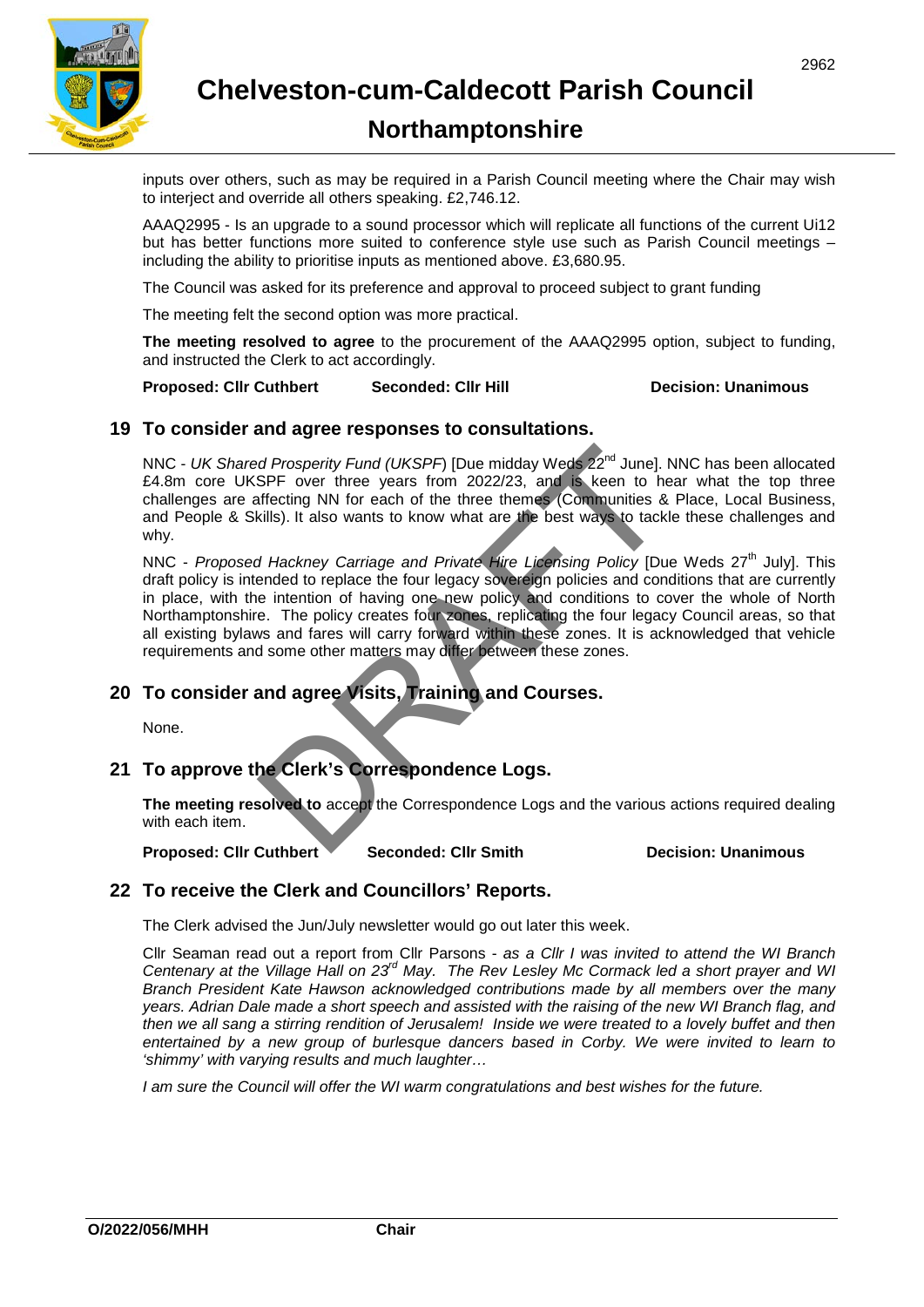inputs over others, such as may be required in a Parish Council meeting where the Chair may wish to interject and override all others speaking. £2,746.12.

AAAQ2995 - Is an upgrade to a sound processor which will replicate all functions of the current Ui12 but has better functions more suited to conference style use such as Parish Council meetings – including the ability to prioritise inputs as mentioned above. £3,680.95.

The Council was asked for its preference and approval to proceed subject to grant funding

The meeting felt the second option was more practical.

**The meeting resolved to agree** to the procurement of the AAAQ2995 option, subject to funding, and instructed the Clerk to act accordingly.

**Proposed: Cllr Cuthbert** **Seconded: Cllr Hill** **Decision: Unanimous**

## 19 To consider and agree responses to consultations.

NNC - *UK Shared Prosperity Fund (UKSPF)* [Due midday Weds 22nd June]. NNC has been allocated £4.8m core UKSPF over three years from 2022/23, and is keen to hear what the top three challenges are affecting NN for each of the three themes (Communities & Place, Local Business, and People & Skills). It also wants to know what are the best ways to tackle these challenges and why.

NNC - *Proposed Hackney Carriage and Private Hire Licensing Policy* [Due Weds 27th July]. This draft policy is intended to replace the four legacy sovereign policies and conditions that are currently in place, with the intention of having one new policy and conditions to cover the whole of North Northamptonshire. The policy creates four zones, replicating the four legacy Council areas, so that all existing bylaws and fares will carry forward within these zones. It is acknowledged that vehicle requirements and some other matters may differ between these zones.

## 20 To consider and agree Visits, Training and Courses.

None.

## 21 To approve the Clerk's Correspondence Logs.

**The meeting resolved to** accept the Correspondence Logs and the various actions required dealing with each item.

**Proposed: Cllr Cuthbert** **Seconded: Cllr Smith** **Decision: Unanimous**

## 22 To receive the Clerk and Councillors' Reports.

The Clerk advised the Jun/July newsletter would go out later this week.

Cllr Seaman read out a report from Cllr Parsons - *as a Cllr I was invited to attend the WI Branch Centenary at the Village Hall on 23rd May. The Rev Lesley Mc Cormack led a short prayer and WI Branch President Kate Hawson acknowledged contributions made by all members over the many years. Adrian Dale made a short speech and assisted with the raising of the new WI Branch flag, and then we all sang a stirring rendition of Jerusalem! Inside we were treated to a lovely buffet and then entertained by a new group of burlesque dancers based in Corby. We were invited to learn to 'shimmy' with varying results and much laughter…*

*I am sure the Council will offer the WI warm congratulations and best wishes for the future.*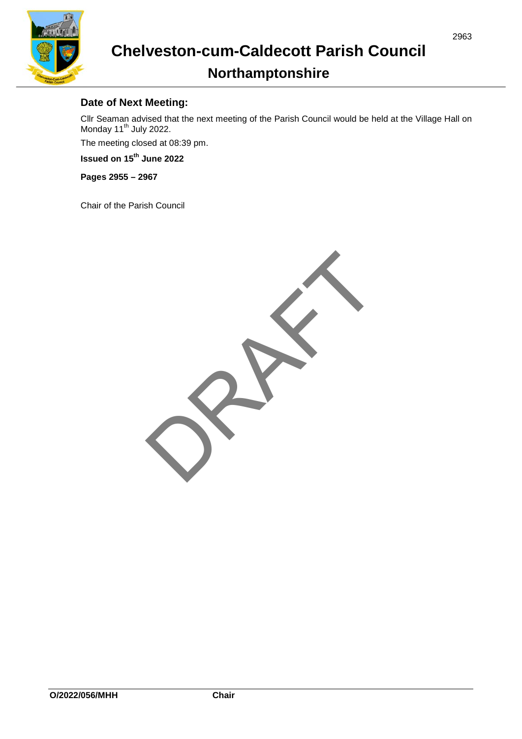## Date of Next Meeting:

Cllr Seaman advised that the next meeting of the Parish Council would be held at the Village Hall on Monday 11th July 2022.

The meeting closed at 08:39 pm.

**Issued on 15th June 2022**

**Pages 2955 – 2967**

Chair of the Parish Council

DRAFT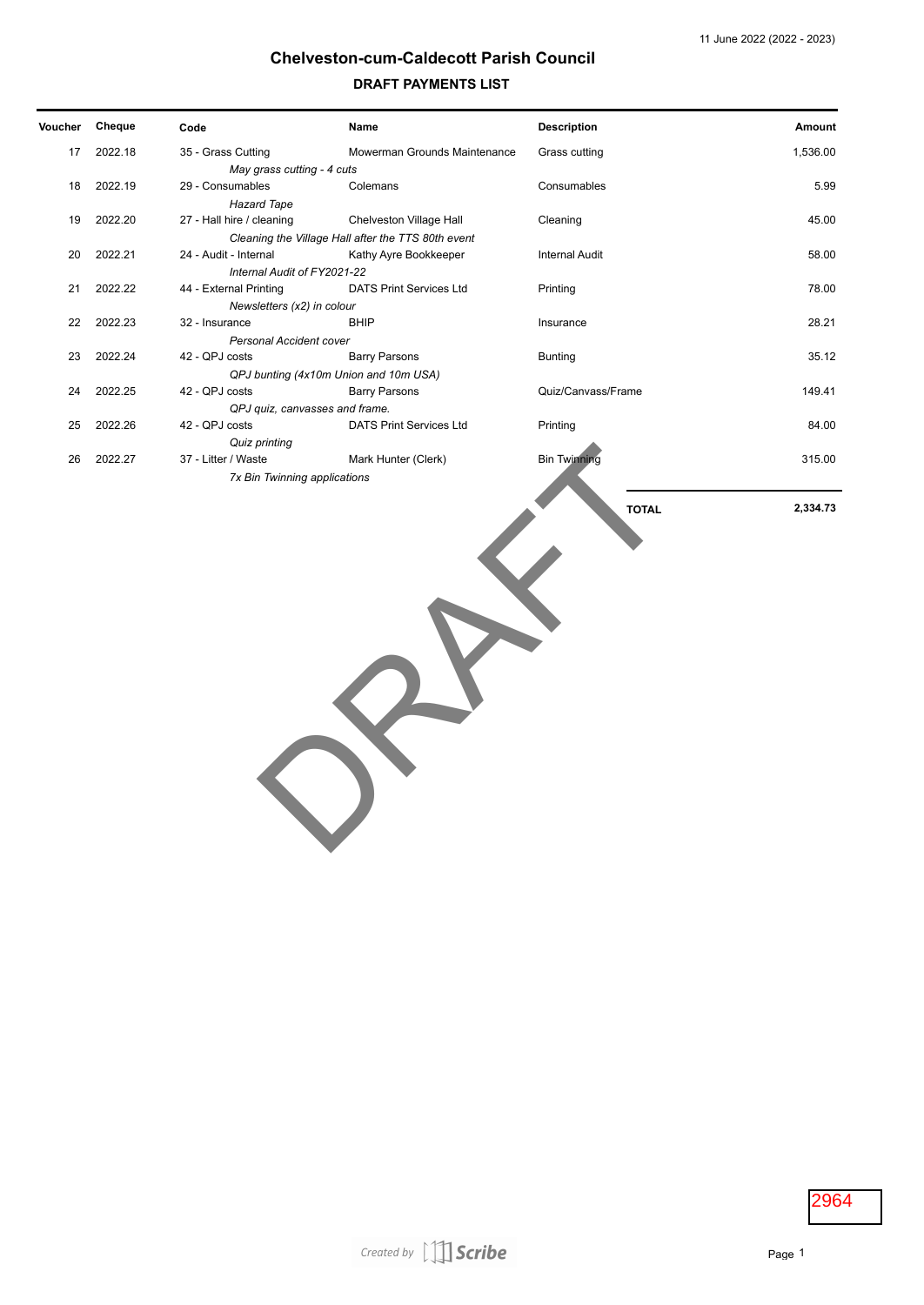11 June 2022 (2022 - 2023)

## Chelveston-cum-Caldecott Parish Council

### DRAFT PAYMENTS LIST

| Voucher | Cheque | Code | Name | Description | Amount |
|---|---|---|---|---|---|
| 17 | 2022.18 | 35 - Grass Cutting | Mowerman Grounds Maintenance | Grass cutting | 1,536.00 |
| | | *May grass cutting - 4 cuts* | | | |
| 18 | 2022.19 | 29 - Consumables | Colemans | Consumables | 5.99 |
| | | *Hazard Tape* | | | |
| 19 | 2022.20 | 27 - Hall hire / cleaning | Chelveston Village Hall | Cleaning | 45.00 |
| | | *Cleaning the Village Hall after the TTS 80th event* | | | |
| 20 | 2022.21 | 24 - Audit - Internal | Kathy Ayre Bookkeeper | Internal Audit | 58.00 |
| | | *Internal Audit of FY2021-22* | | | |
| 21 | 2022.22 | 44 - External Printing | DATS Print Services Ltd | Printing | 78.00 |
| | | *Newsletters (x2) in colour* | | | |
| 22 | 2022.23 | 32 - Insurance | BHIP | Insurance | 28.21 |
| | | *Personal Accident cover* | | | |
| 23 | 2022.24 | 42 - QPJ costs | Barry Parsons | Bunting | 35.12 |
| | | *QPJ bunting (4x10m Union and 10m USA)* | | | |
| 24 | 2022.25 | 42 - QPJ costs | Barry Parsons | Quiz/Canvass/Frame | 149.41 |
| | | *QPJ quiz, canvasses and frame.* | | | |
| 25 | 2022.26 | 42 - QPJ costs | DATS Print Services Ltd | Printing | 84.00 |
| | | *Quiz printing* | | | |
| 26 | 2022.27 | 37 - Litter / Waste | Mark Hunter (Clerk) | Bin Twinning | 315.00 |
| | | *7x Bin Twinning applications* | | | |
| | | | | **TOTAL** | **2,334.73** |

DRAFT

2964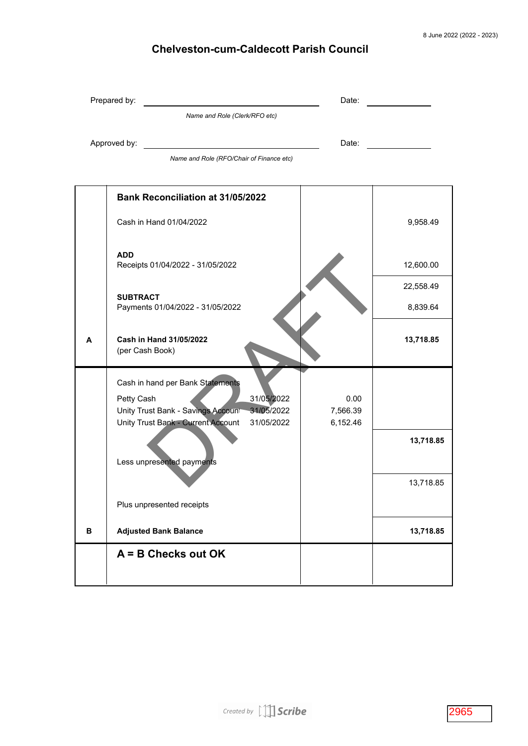8 June 2022 (2022 - 2023)

# Chelveston-cum-Caldecott Parish Council

Prepared by: ______________________ Date: __________

*Name and Role (Clerk/RFO etc)*

Approved by: ______________________ Date: __________

*Name and Role (RFO/Chair of Finance etc)*

| | | | | |
|---|---|---|---|---|
| | **Bank Reconciliation at 31/05/2022** | | | |
| | Cash in Hand 01/04/2022 | | | 9,958.49 |
| | **ADD**<br>Receipts 01/04/2022 - 31/05/2022 | | | 12,600.00 |
| | | | | 22,558.49 |
| | **SUBTRACT**<br>Payments 01/04/2022 - 31/05/2022 | | | 8,839.64 |
| **A** | **Cash in Hand 31/05/2022**<br>(per Cash Book) | | | **13,718.85** |
| | Cash in hand per Bank Statements | | | |
| | Petty Cash | 31/05/2022 | 0.00 | |
| | Unity Trust Bank - Savings Account | 31/05/2022 | 7,566.39 | |
| | Unity Trust Bank - Current Account | 31/05/2022 | 6,152.46 | |
| | | | | **13,718.85** |
| | Less unpresented payments | | | |
| | | | | 13,718.85 |
| | Plus unpresented receipts | | | |
| **B** | **Adjusted Bank Balance** | | | **13,718.85** |
| | **A = B Checks out OK** | | | |

DRAFT

2965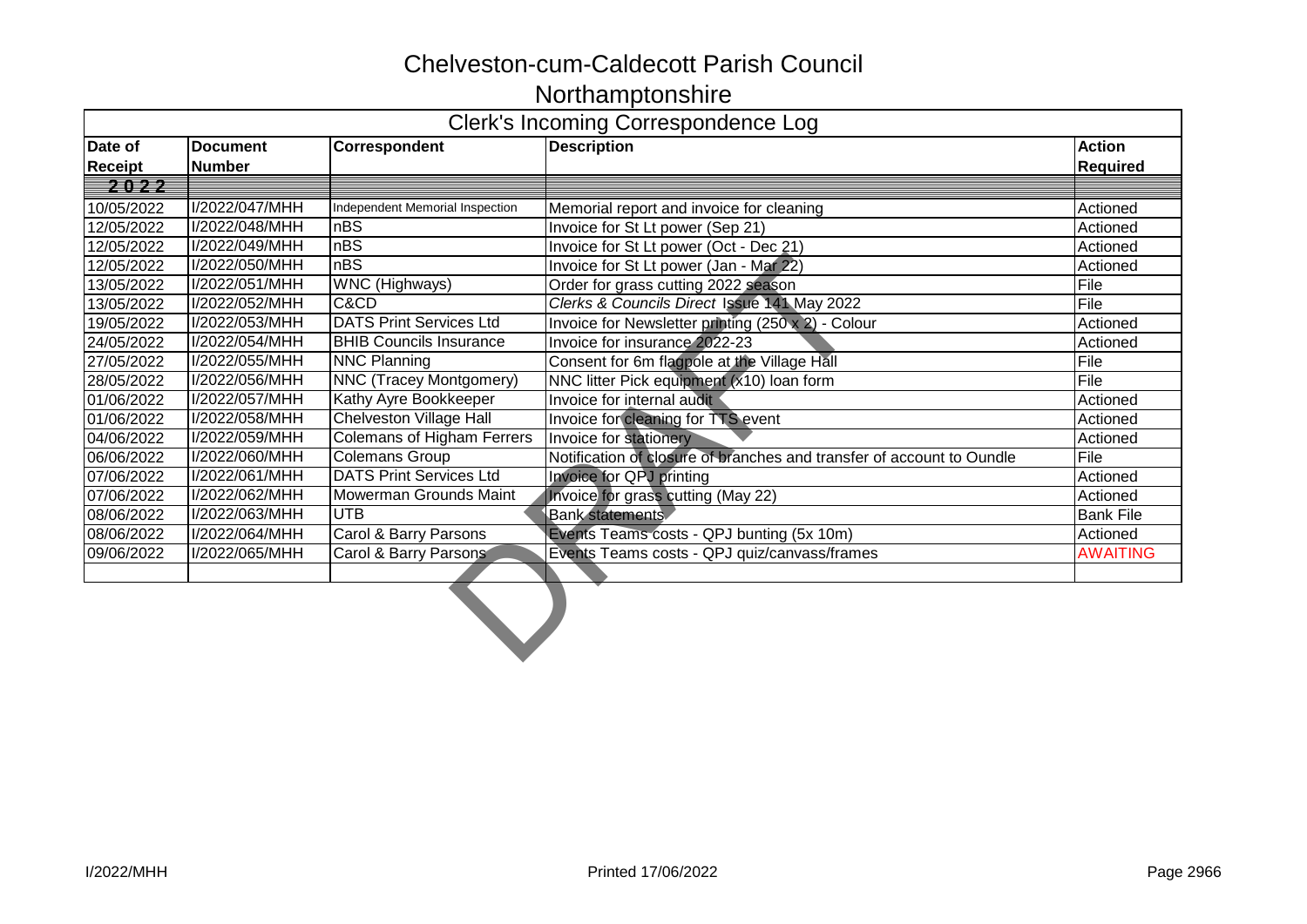# Chelveston-cum-Caldecott Parish Council

## Northamptonshire

### Clerk's Incoming Correspondence Log

| Date of Receipt | Document Number | Correspondent | Description | Action Required |
|---|---|---|---|---|
| **2022** | | | | |
| 10/05/2022 | I/2022/047/MHH | Independent Memorial Inspection | Memorial report and invoice for cleaning | Actioned |
| 12/05/2022 | I/2022/048/MHH | nBS | Invoice for St Lt power (Sep 21) | Actioned |
| 12/05/2022 | I/2022/049/MHH | nBS | Invoice for St Lt power (Oct - Dec 21) | Actioned |
| 12/05/2022 | I/2022/050/MHH | nBS | Invoice for St Lt power (Jan - Mar 22) | Actioned |
| 13/05/2022 | I/2022/051/MHH | WNC (Highways) | Order for grass cutting 2022 season | File |
| 13/05/2022 | I/2022/052/MHH | C&CD | *Clerks & Councils Direct* Issue 141 May 2022 | File |
| 19/05/2022 | I/2022/053/MHH | DATS Print Services Ltd | Invoice for Newsletter printing (250 x 2) - Colour | Actioned |
| 24/05/2022 | I/2022/054/MHH | BHIB Councils Insurance | Invoice for insurance 2022-23 | Actioned |
| 27/05/2022 | I/2022/055/MHH | NNC Planning | Consent for 6m flagpole at the Village Hall | File |
| 28/05/2022 | I/2022/056/MHH | NNC (Tracey Montgomery) | NNC litter Pick equipment (x10) loan form | File |
| 01/06/2022 | I/2022/057/MHH | Kathy Ayre Bookkeeper | Invoice for internal audit | Actioned |
| 01/06/2022 | I/2022/058/MHH | Chelveston Village Hall | Invoice for cleaning for TTS event | Actioned |
| 04/06/2022 | I/2022/059/MHH | Colemans of Higham Ferrers | Invoice for stationery | Actioned |
| 06/06/2022 | I/2022/060/MHH | Colemans Group | Notification of closure of branches and transfer of account to Oundle | File |
| 07/06/2022 | I/2022/061/MHH | DATS Print Services Ltd | Invoice for QPJ printing | Actioned |
| 07/06/2022 | I/2022/062/MHH | Mowerman Grounds Maint | Invoice for grass cutting (May 22) | Actioned |
| 08/06/2022 | I/2022/063/MHH | UTB | Bank statements | Bank File |
| 08/06/2022 | I/2022/064/MHH | Carol & Barry Parsons | Events Teams costs - QPJ bunting (5x 10m) | Actioned |
| 09/06/2022 | I/2022/065/MHH | Carol & Barry Parsons | Events Teams costs - QPJ quiz/canvass/frames | AWAITING |
| | | | | |

DRAFT

I/2022/MHH

Printed 17/06/2022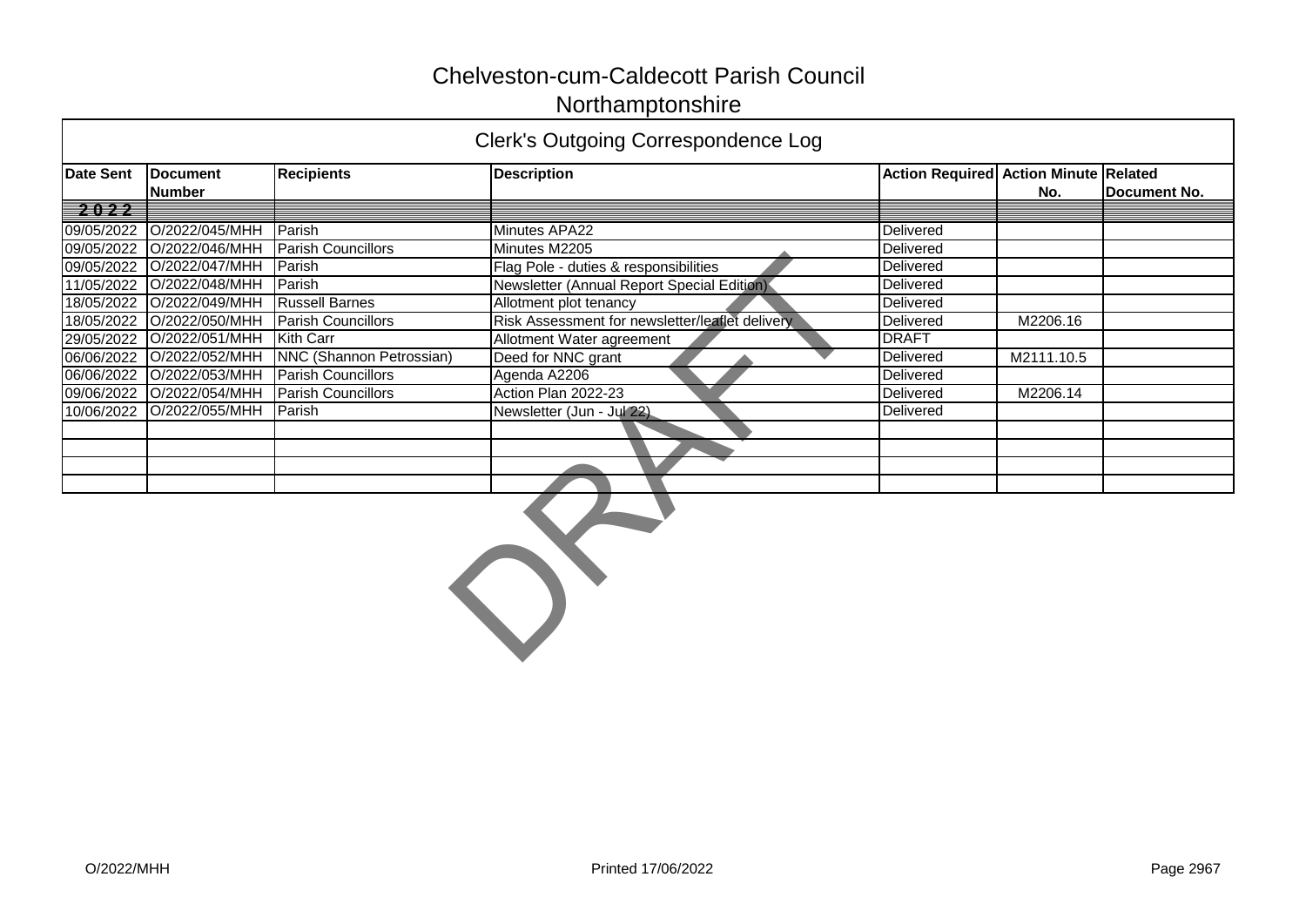# Chelveston-cum-Caldecott Parish Council

## Northamptonshire

### Clerk's Outgoing Correspondence Log

| Date Sent | Document Number | Recipients | Description | Action Required | Action Minute No. | Related Document No. |
|---|---|---|---|---|---|---|
| **2 0 2 2** | | | | | | |
| 09/05/2022 | O/2022/045/MHH | Parish | Minutes APA22 | Delivered | | |
| 09/05/2022 | O/2022/046/MHH | Parish Councillors | Minutes M2205 | Delivered | | |
| 09/05/2022 | O/2022/047/MHH | Parish | Flag Pole - duties & responsibilities | Delivered | | |
| 11/05/2022 | O/2022/048/MHH | Parish | Newsletter (Annual Report Special Edition) | Delivered | | |
| 18/05/2022 | O/2022/049/MHH | Russell Barnes | Allotment plot tenancy | Delivered | | |
| 18/05/2022 | O/2022/050/MHH | Parish Councillors | Risk Assessment for newsletter/leaflet delivery | Delivered | M2206.16 | |
| 29/05/2022 | O/2022/051/MHH | Kith Carr | Allotment Water agreement | DRAFT | | |
| 06/06/2022 | O/2022/052/MHH | NNC (Shannon Petrossian) | Deed for NNC grant | Delivered | M2111.10.5 | |
| 06/06/2022 | O/2022/053/MHH | Parish Councillors | Agenda A2206 | Delivered | | |
| 09/06/2022 | O/2022/054/MHH | Parish Councillors | Action Plan 2022-23 | Delivered | M2206.14 | |
| 10/06/2022 | O/2022/055/MHH | Parish | Newsletter (Jun - Jul 22) | Delivered | | |
| | | | | | | |
| | | | | | | |
| | | | | | | |
| | | | | | | |

DRAFT

O/2022/MHH Printed 17/06/2022